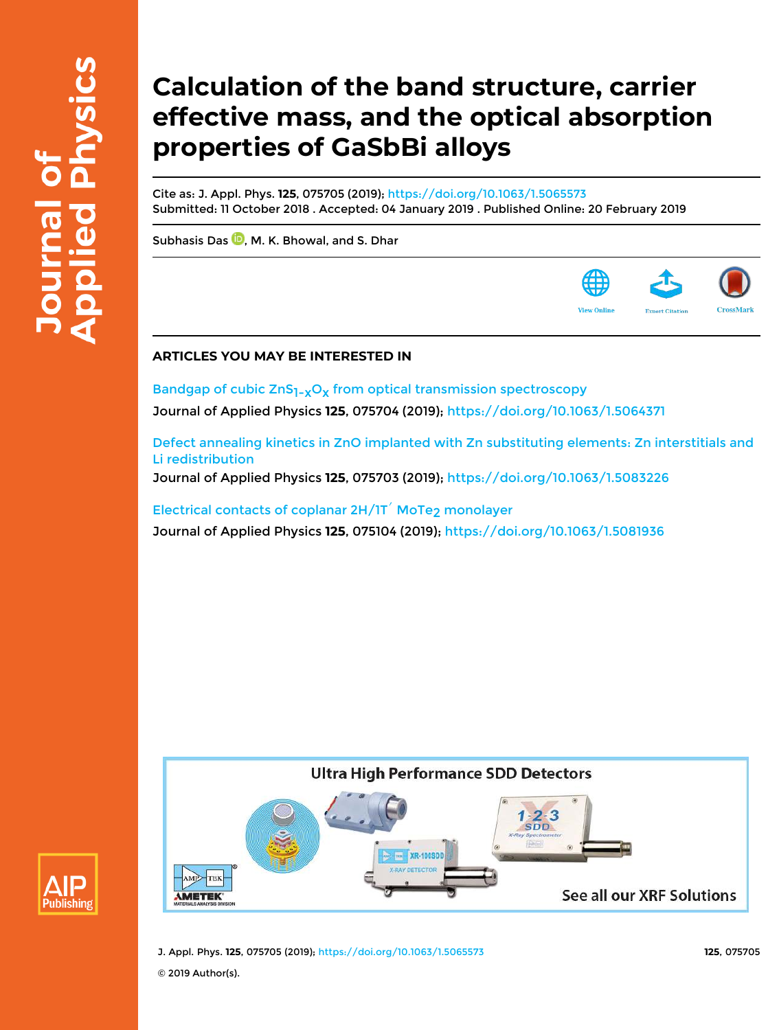# Calculation of the band structure, carrier effective mass, and the optical absorption properties of GaSbBi alloys

Cite as: J. Appl. Phys. **125**, 075705 (2019); https://doi.org/10.1063/1.5065573

Submitted: 11 October 2018 . Accepted: 04 January 2019 . Published Online: 20 February 2019

Subhasis Das, M. K. Bhowal, and S. Dhar

View Online   Export Citation   CrossMark

## ARTICLES YOU MAY BE INTERESTED IN

Bandgap of cubic $ZnS_{1-x}O_x$ from optical transmission spectroscopy

Journal of Applied Physics **125**, 075704 (2019); https://doi.org/10.1063/1.5064371

Defect annealing kinetics in ZnO implanted with Zn substituting elements: Zn interstitials and Li redistribution

Journal of Applied Physics **125**, 075703 (2019); https://doi.org/10.1063/1.5083226

Electrical contacts of coplanar 2H/1T′ $MoTe_2$ monolayer

Journal of Applied Physics **125**, 075104 (2019); https://doi.org/10.1063/1.5081936

© 2019 Author(s).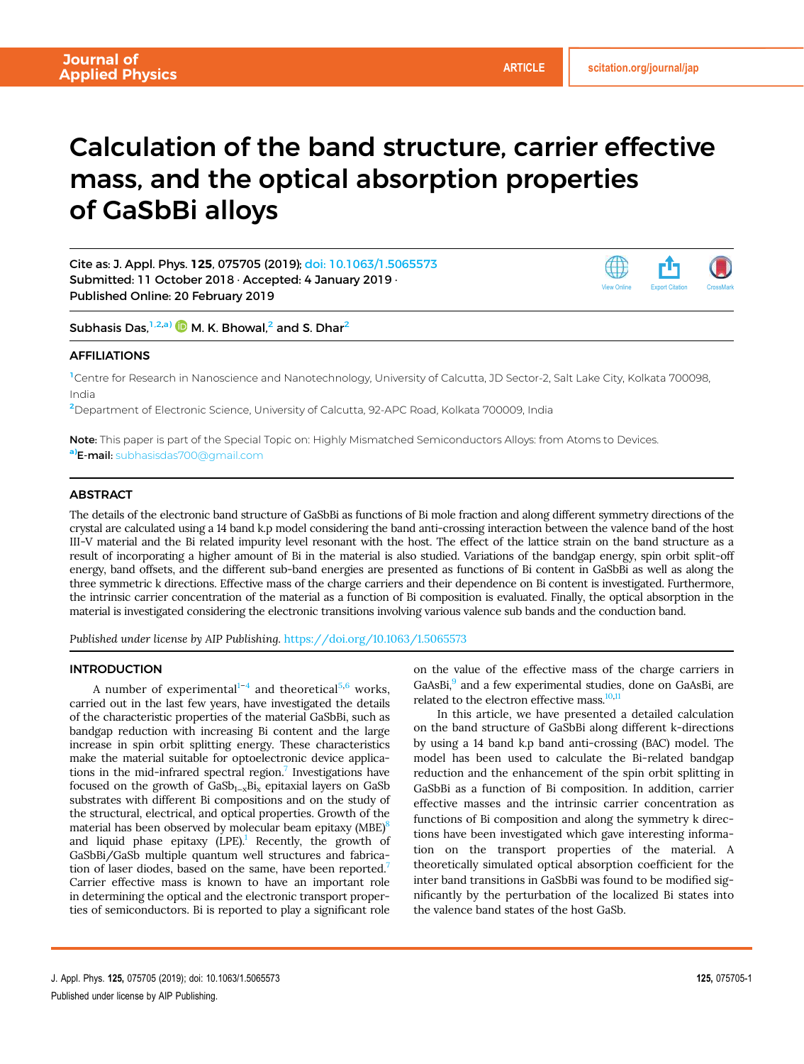# Calculation of the band structure, carrier effective mass, and the optical absorption properties of GaSbBi alloys

Cite as: J. Appl. Phys. **125**, 075705 (2019); doi: 10.1063/1.5065573
Submitted: 11 October 2018 · Accepted: 4 January 2019 ·
Published Online: 20 February 2019

Subhasis Das,[1,2,a)] M. K. Bhowal,[2] and S. Dhar[2]

## AFFILIATIONS

[1]Centre for Research in Nanoscience and Nanotechnology, University of Calcutta, JD Sector-2, Salt Lake City, Kolkata 700098, India
[2]Department of Electronic Science, University of Calcutta, 92-APC Road, Kolkata 700009, India

**Note:** This paper is part of the Special Topic on: Highly Mismatched Semiconductors Alloys: from Atoms to Devices.
[a)]**E-mail:** subhasisdas700@gmail.com

## ABSTRACT

The details of the electronic band structure of GaSbBi as functions of Bi mole fraction and along different symmetry directions of the crystal are calculated using a 14 band k.p model considering the band anti-crossing interaction between the valence band of the host III-V material and the Bi related impurity level resonant with the host. The effect of the lattice strain on the band structure as a result of incorporating a higher amount of Bi in the material is also studied. Variations of the bandgap energy, spin orbit split-off energy, band offsets, and the different sub-band energies are presented as functions of Bi content in GaSbBi as well as along the three symmetric k directions. Effective mass of the charge carriers and their dependence on Bi content is investigated. Furthermore, the intrinsic carrier concentration of the material as a function of Bi composition is evaluated. Finally, the optical absorption in the material is investigated considering the electronic transitions involving various valence sub bands and the conduction band.

*Published under license by AIP Publishing.* https://doi.org/10.1063/1.5065573

## INTRODUCTION

A number of experimental[1–4] and theoretical[5,6] works, carried out in the last few years, have investigated the details of the characteristic properties of the material GaSbBi, such as bandgap reduction with increasing Bi content and the large increase in spin orbit splitting energy. These characteristics make the material suitable for optoelectronic device applications in the mid-infrared spectral region.[7] Investigations have focused on the growth of $GaSb_{1-x}Bi_x$ epitaxial layers on GaSb substrates with different Bi compositions and on the study of the structural, electrical, and optical properties. Growth of the material has been observed by molecular beam epitaxy (MBE)[8] and liquid phase epitaxy (LPE).[1] Recently, the growth of GaSbBi/GaSb multiple quantum well structures and fabrication of laser diodes, based on the same, have been reported.[7] Carrier effective mass is known to have an important role in determining the optical and the electronic transport properties of semiconductors. Bi is reported to play a significant role on the value of the effective mass of the charge carriers in GaAsBi,[9] and a few experimental studies, done on GaAsBi, are related to the electron effective mass.[10,11]

In this article, we have presented a detailed calculation on the band structure of GaSbBi along different k-directions by using a 14 band k.p band anti-crossing (BAC) model. The model has been used to calculate the Bi-related bandgap reduction and the enhancement of the spin orbit splitting in GaSbBi as a function of Bi composition. In addition, carrier effective masses and the intrinsic carrier concentration as functions of Bi composition and along the symmetry k directions have been investigated which gave interesting information on the transport properties of the material. A theoretically simulated optical absorption coefficient for the inter band transitions in GaSbBi was found to be modified significantly by the perturbation of the localized Bi states into the valence band states of the host GaSb.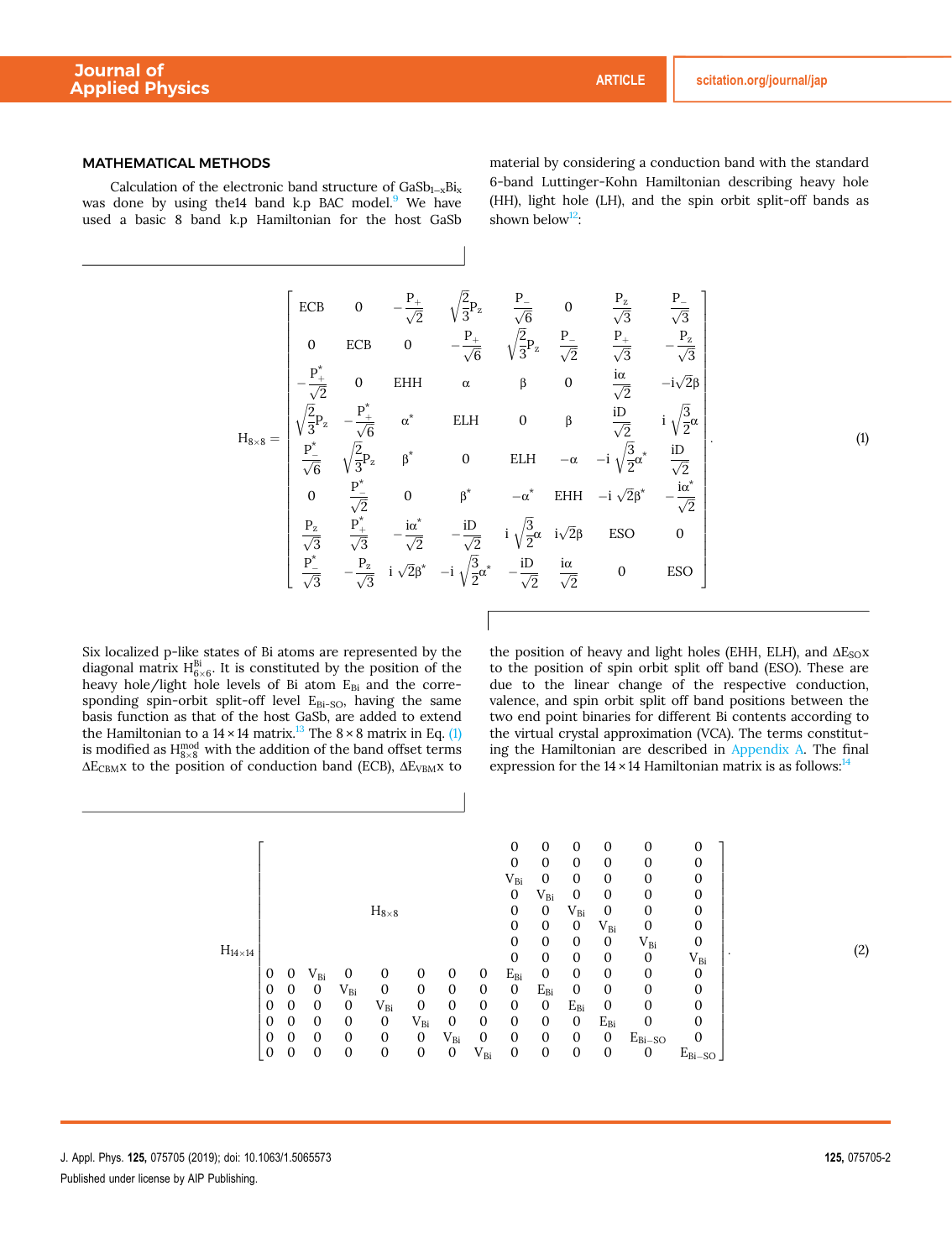## MATHEMATICAL METHODS

Calculation of the electronic band structure of $GaSb_{1-x}Bi_x$ was done by using the14 band k.p BAC model.[9] We have used a basic 8 band k.p Hamiltonian for the host GaSb material by considering a conduction band with the standard 6-band Luttinger-Kohn Hamiltonian describing heavy hole (HH), light hole (LH), and the spin orbit split-off bands as shown below[12]:

$$
H_{8\times8} = \begin{bmatrix}
ECB & 0 & -\frac{P_+}{\sqrt{2}} & \sqrt{\frac{2}{3}}P_z & \frac{P_-}{\sqrt{6}} & 0 & \frac{P_z}{\sqrt{3}} & \frac{P_-}{\sqrt{3}} \\
0 & ECB & 0 & -\frac{P_+}{\sqrt{6}} & \sqrt{\frac{2}{3}}P_z & \frac{P_-}{\sqrt{2}} & \frac{P_+}{\sqrt{3}} & -\frac{P_z}{\sqrt{3}} \\
-\frac{P_+^*}{\sqrt{2}} & 0 & EHH & \alpha & \beta & 0 & \frac{i\alpha}{\sqrt{2}} & -i\sqrt{2}\beta \\
\sqrt{\frac{2}{3}}P_z & -\frac{P_+^*}{\sqrt{6}} & \alpha^* & ELH & 0 & \beta & \frac{iD}{\sqrt{2}} & i\sqrt{\frac{3}{2}}\alpha \\
\frac{P_-^*}{\sqrt{6}} & \sqrt{\frac{2}{3}}P_z & \beta^* & 0 & ELH & -\alpha & -i\sqrt{\frac{3}{2}}\alpha^* & \frac{iD}{\sqrt{2}} \\
0 & \frac{P_-^*}{\sqrt{2}} & 0 & \beta^* & -\alpha^* & EHH & -i\sqrt{2}\beta^* & -\frac{i\alpha^*}{\sqrt{2}} \\
\frac{P_z}{\sqrt{3}} & \frac{P_+^*}{\sqrt{3}} & -\frac{i\alpha^*}{\sqrt{2}} & -\frac{iD}{\sqrt{2}} & i\sqrt{\frac{3}{2}}\alpha & i\sqrt{2}\beta & ESO & 0 \\
\frac{P_-^*}{\sqrt{3}} & -\frac{P_z}{\sqrt{3}} & i\sqrt{2}\beta^* & -i\sqrt{\frac{3}{2}}\alpha^* & -\frac{iD}{\sqrt{2}} & \frac{i\alpha}{\sqrt{2}} & 0 & ESO
\end{bmatrix}. \tag{1}
$$

Six localized p-like states of Bi atoms are represented by the diagonal matrix $H^{Bi}_{6\times6}$. It is constituted by the position of the heavy hole/light hole levels of Bi atom $E_{Bi}$ and the corresponding spin-orbit split-off level $E_{Bi\text{-}SO}$, having the same basis function as that of the host GaSb, are added to extend the Hamiltonian to a 14 × 14 matrix.[13] The 8 × 8 matrix in Eq. (1) is modified as $H^{mod}_{8\times8}$ with the addition of the band offset terms $\Delta E_{CBM}x$ to the position of conduction band (ECB), $\Delta E_{VBM}x$ to the position of heavy and light holes (EHH, ELH), and $\Delta E_{SO}x$ to the position of spin orbit split off band (ESO). These are due to the linear change of the respective conduction, valence, and spin orbit split off band positions between the two end point binaries for different Bi contents according to the virtual crystal approximation (VCA). The terms constituting the Hamiltonian are described in Appendix A. The final expression for the 14 × 14 Hamiltonian matrix is as follows:[14]

$$
H_{14\times14} = \left[\begin{array}{cccccccc|cccccc}
 & & & & & & & & 0 & 0 & 0 & 0 & 0 & 0 \\
 & & & & & & & & 0 & 0 & 0 & 0 & 0 & 0 \\
 & & & & & & & & V_{Bi} & 0 & 0 & 0 & 0 & 0 \\
 & & & & & & & & 0 & V_{Bi} & 0 & 0 & 0 & 0 \\
 & & & H_{8\times8} & & & & & 0 & 0 & V_{Bi} & 0 & 0 & 0 \\
 & & & & & & & & 0 & 0 & 0 & V_{Bi} & 0 & 0 \\
 & & & & & & & & 0 & 0 & 0 & 0 & V_{Bi} & 0 \\
 & & & & & & & & 0 & 0 & 0 & 0 & 0 & V_{Bi} \\
\hline
0 & 0 & V_{Bi} & 0 & 0 & 0 & 0 & 0 & E_{Bi} & 0 & 0 & 0 & 0 & 0 \\
0 & 0 & 0 & V_{Bi} & 0 & 0 & 0 & 0 & 0 & E_{Bi} & 0 & 0 & 0 & 0 \\
0 & 0 & 0 & 0 & V_{Bi} & 0 & 0 & 0 & 0 & 0 & E_{Bi} & 0 & 0 & 0 \\
0 & 0 & 0 & 0 & 0 & V_{Bi} & 0 & 0 & 0 & 0 & 0 & E_{Bi} & 0 & 0 \\
0 & 0 & 0 & 0 & 0 & 0 & V_{Bi} & 0 & 0 & 0 & 0 & 0 & E_{Bi-SO} & 0 \\
0 & 0 & 0 & 0 & 0 & 0 & 0 & V_{Bi} & 0 & 0 & 0 & 0 & 0 & E_{Bi-SO}
\end{array}\right]. \tag{2}
$$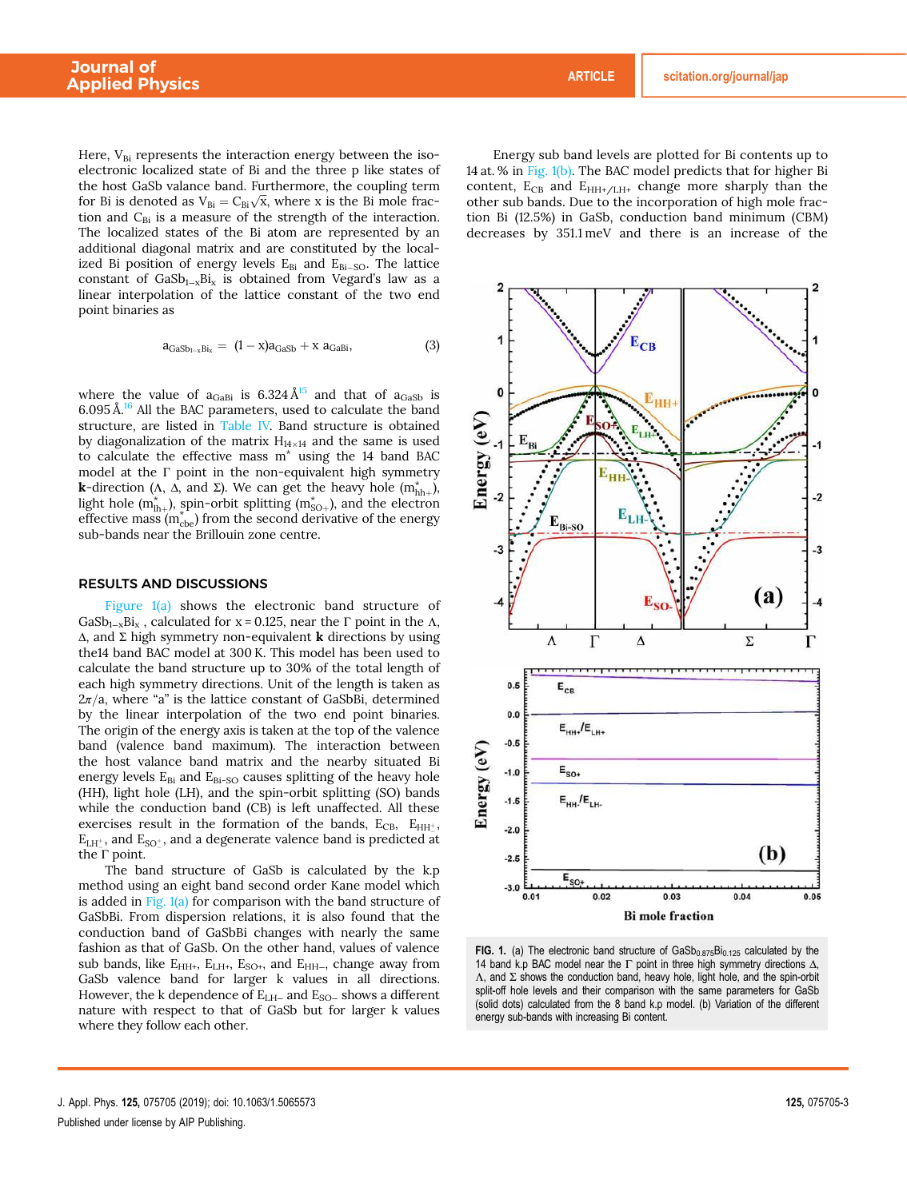Here, $V_{Bi}$ represents the interaction energy between the isoelectronic localized state of Bi and the three p like states of the host GaSb valance band. Furthermore, the coupling term for Bi is denoted as $V_{Bi} = C_{Bi}\sqrt{x}$, where x is the Bi mole fraction and $C_{Bi}$ is a measure of the strength of the interaction. The localized states of the Bi atom are represented by an additional diagonal matrix and are constituted by the localized Bi position of energy levels $E_{Bi}$ and $E_{Bi-SO}$. The lattice constant of $GaSb_{1-x}Bi_x$ is obtained from Vegard's law as a linear interpolation of the lattice constant of the two end point binaries as

$$a_{GaSb_{1-x}Bi_x} = (1-x)a_{GaSb} + x\, a_{GaBi}, \tag{3}$$

where the value of $a_{GaBi}$ is 6.324 Å[15] and that of $a_{GaSb}$ is 6.095 Å.[16] All the BAC parameters, used to calculate the band structure, are listed in Table IV. Band structure is obtained by diagonalization of the matrix $H_{14\times14}$ and the same is used to calculate the effective mass $m^*$ using the 14 band BAC model at the Γ point in the non-equivalent high symmetry **k**-direction (Λ, Δ, and Σ). We can get the heavy hole ($m^*_{hh+}$), light hole ($m^*_{lh+}$), spin-orbit splitting ($m^*_{SO+}$), and the electron effective mass ($m^*_{cbe}$) from the second derivative of the energy sub-bands near the Brillouin zone centre.

## RESULTS AND DISCUSSIONS

Figure 1(a) shows the electronic band structure of $GaSb_{1-x}Bi_x$ , calculated for x = 0.125, near the Γ point in the Λ, Δ, and Σ high symmetry non-equivalent **k** directions by using the14 band BAC model at 300 K. This model has been used to calculate the band structure up to 30% of the total length of each high symmetry directions. Unit of the length is taken as 2π/a, where "a" is the lattice constant of GaSbBi, determined by the linear interpolation of the two end point binaries. The origin of the energy axis is taken at the top of the valence band (valence band maximum). The interaction between the host valance band matrix and the nearby situated Bi energy levels $E_{Bi}$ and $E_{Bi-SO}$ causes splitting of the heavy hole (HH), light hole (LH), and the spin-orbit splitting (SO) bands while the conduction band (CB) is left unaffected. All these exercises result in the formation of the bands, $E_{CB}$, $E_{HH^+}$, $E_{LH^+}$, and $E_{SO^+}$, and a degenerate valence band is predicted at the Γ point.

The band structure of GaSb is calculated by the k.p method using an eight band second order Kane model which is added in Fig. 1(a) for comparison with the band structure of GaSbBi. From dispersion relations, it is also found that the conduction band of GaSbBi changes with nearly the same fashion as that of GaSb. On the other hand, values of valence sub bands, like $E_{HH+}$, $E_{LH+}$, $E_{SO+}$, and $E_{HH-}$, change away from GaSb valence band for larger k values in all directions. However, the k dependence of $E_{LH-}$ and $E_{SO-}$ shows a different nature with respect to that of GaSb but for larger k values where they follow each other.

Energy sub band levels are plotted for Bi contents up to 14 at. % in Fig. 1(b). The BAC model predicts that for higher Bi content, $E_{CB}$ and $E_{HH+/LH+}$ change more sharply than the other sub bands. Due to the incorporation of high mole fraction Bi (12.5%) in GaSb, conduction band minimum (CBM) decreases by 351.1 meV and there is an increase of the

FIG. 1. (a) The electronic band structure of $GaSb_{0.875}Bi_{0.125}$ calculated by the 14 band k.p BAC model near the Γ point in three high symmetry directions Δ, Λ, and Σ shows the conduction band, heavy hole, light hole, and the spin-orbit split-off hole levels and their comparison with the same parameters for GaSb (solid dots) calculated from the 8 band k.p model. (b) Variation of the different energy sub-bands with increasing Bi content.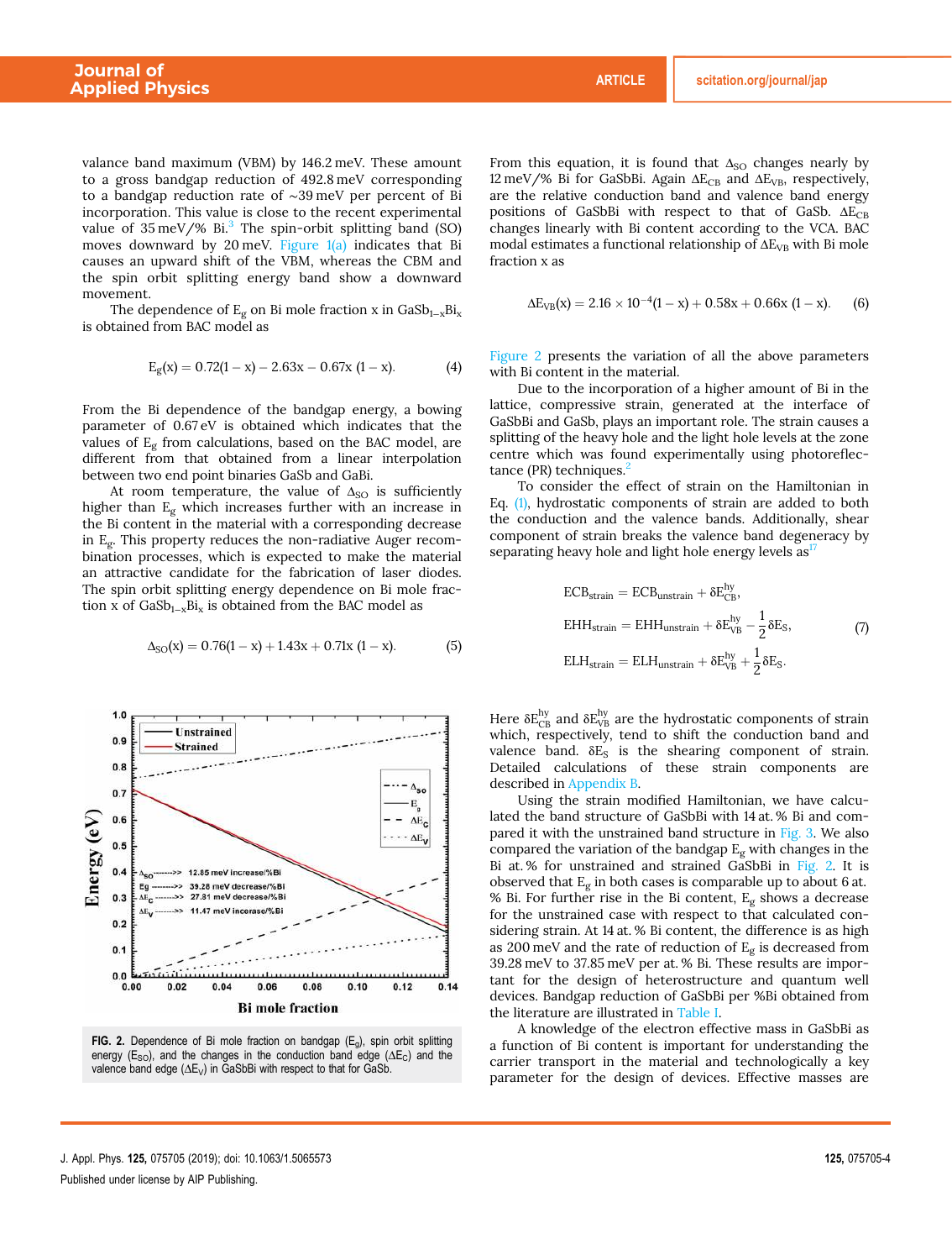valance band maximum (VBM) by 146.2 meV. These amount to a gross bandgap reduction of 492.8 meV corresponding to a bandgap reduction rate of ~39 meV per percent of Bi incorporation. This value is close to the recent experimental value of 35 meV/% Bi.[3] The spin-orbit splitting band (SO) moves downward by 20 meV. Figure 1(a) indicates that Bi causes an upward shift of the VBM, whereas the CBM and the spin orbit splitting energy band show a downward movement.

The dependence of $E_g$ on Bi mole fraction x in $GaSb_{1-x}Bi_x$ is obtained from BAC model as

$$E_g(x) = 0.72(1 - x) - 2.63x - 0.67x(1 - x). \quad (4)$$

From the Bi dependence of the bandgap energy, a bowing parameter of 0.67 eV is obtained which indicates that the values of $E_g$ from calculations, based on the BAC model, are different from that obtained from a linear interpolation between two end point binaries GaSb and GaBi.

At room temperature, the value of $\Delta_{SO}$ is sufficiently higher than $E_g$ which increases further with an increase in the Bi content in the material with a corresponding decrease in $E_g$. This property reduces the non-radiative Auger recombination processes, which is expected to make the material an attractive candidate for the fabrication of laser diodes. The spin orbit splitting energy dependence on Bi mole fraction x of $GaSb_{1-x}Bi_x$ is obtained from the BAC model as

$$\Delta_{SO}(x) = 0.76(1 - x) + 1.43x + 0.71x(1 - x). \quad (5)$$

FIG. 2. Dependence of Bi mole fraction on bandgap ($E_g$), spin orbit splitting energy ($E_{SO}$), and the changes in the conduction band edge ($\Delta E_C$) and the valence band edge ($\Delta E_V$) in GaSbBi with respect to that for GaSb.

From this equation, it is found that $\Delta_{SO}$ changes nearly by 12 meV/% Bi for GaSbBi. Again $\Delta E_{CB}$ and $\Delta E_{VB}$, respectively, are the relative conduction band and valence band energy positions of GaSbBi with respect to that of GaSb. $\Delta E_{CB}$ changes linearly with Bi content according to the VCA. BAC modal estimates a functional relationship of $\Delta E_{VB}$ with Bi mole fraction x as

$$\Delta E_{VB}(x) = 2.16 \times 10^{-4}(1 - x) + 0.58x + 0.66x(1 - x). \quad (6)$$

Figure 2 presents the variation of all the above parameters with Bi content in the material.

Due to the incorporation of a higher amount of Bi in the lattice, compressive strain, generated at the interface of GaSbBi and GaSb, plays an important role. The strain causes a splitting of the heavy hole and the light hole levels at the zone centre which was found experimentally using photoreflectance (PR) techniques.[2]

To consider the effect of strain on the Hamiltonian in Eq. (1), hydrostatic components of strain are added to both the conduction and the valence bands. Additionally, shear component of strain breaks the valence band degeneracy by separating heavy hole and light hole energy levels as[17]

$$\begin{aligned} ECB_{strain} &= ECB_{unstrain} + \delta E^{hy}_{CB}, \\ EHH_{strain} &= EHH_{unstrain} + \delta E^{hy}_{VB} - \frac{1}{2}\delta E_S, \\ ELH_{strain} &= ELH_{unstrain} + \delta E^{hy}_{VB} + \frac{1}{2}\delta E_S. \end{aligned} \quad (7)$$

Here $\delta E^{hy}_{CB}$ and $\delta E^{hy}_{VB}$ are the hydrostatic components of strain which, respectively, tend to shift the conduction band and valence band. $\delta E_S$ is the shearing component of strain. Detailed calculations of these strain components are described in Appendix B.

Using the strain modified Hamiltonian, we have calculated the band structure of GaSbBi with 14 at.% Bi and compared it with the unstrained band structure in Fig. 3. We also compared the variation of the bandgap $E_g$ with changes in the Bi at.% for unstrained and strained GaSbBi in Fig. 2. It is observed that $E_g$ in both cases is comparable up to about 6 at.% Bi. For further rise in the Bi content, $E_g$ shows a decrease for the unstrained case with respect to that calculated considering strain. At 14 at.% Bi content, the difference is as high as 200 meV and the rate of reduction of $E_g$ is decreased from 39.28 meV to 37.85 meV per at.% Bi. These results are important for the design of heterostructure and quantum well devices. Bandgap reduction of GaSbBi per %Bi obtained from the literature are illustrated in Table I.

A knowledge of the electron effective mass in GaSbBi as a function of Bi content is important for understanding the carrier transport in the material and technologically a key parameter for the design of devices. Effective masses are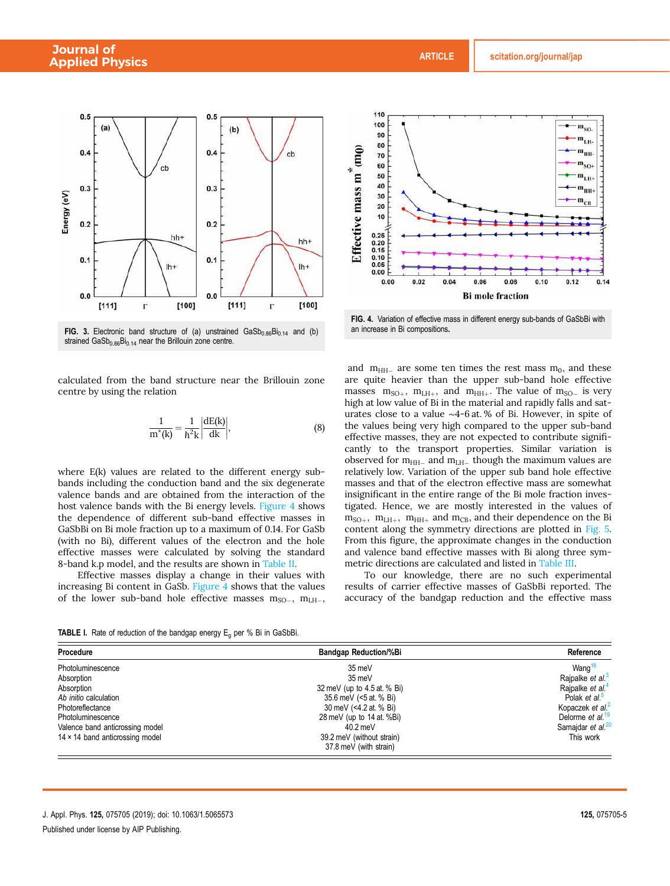FIG. 3. Electronic band structure of (a) unstrained $GaSb_{0.86}Bi_{0.14}$ and (b) strained $GaSb_{0.86}Bi_{0.14}$ near the Brillouin zone centre.

FIG. 4. Variation of effective mass in different energy sub-bands of GaSbBi with an increase in Bi compositions.

calculated from the band structure near the Brillouin zone centre by using the relation

$$\frac{1}{m^*(k)} = \frac{1}{\hbar^2 k}\left|\frac{dE(k)}{dk}\right|, \tag{8}$$

where E(k) values are related to the different energy sub-bands including the conduction band and the six degenerate valence bands and are obtained from the interaction of the host valence bands with the Bi energy levels. Figure 4 shows the dependence of different sub-band effective masses in GaSbBi on Bi mole fraction up to a maximum of 0.14. For GaSb (with no Bi), different values of the electron and the hole effective masses were calculated by solving the standard 8-band k.p model, and the results are shown in Table II.

Effective masses display a change in their values with increasing Bi content in GaSb. Figure 4 shows that the values of the lower sub-band hole effective masses $m_{SO-}$, $m_{LH-}$, and $m_{HH-}$ are some ten times the rest mass $m_0$, and these are quite heavier than the upper sub-band hole effective masses $m_{SO+}$, $m_{LH+}$, and $m_{HH+}$. The value of $m_{SO-}$ is very high at low value of Bi in the material and rapidly falls and saturates close to a value ~4-6 at. % of Bi. However, in spite of the values being very high compared to the upper sub-band effective masses, they are not expected to contribute significantly to the transport properties. Similar variation is observed for $m_{HH-}$ and $m_{LH-}$ though the maximum values are relatively low. Variation of the upper sub band hole effective masses and that of the electron effective mass are somewhat insignificant in the entire range of the Bi mole fraction investigated. Hence, we are mostly interested in the values of $m_{SO+}$, $m_{LH+}$, $m_{HH+}$ and $m_{CB}$, and their dependence on the Bi content along the symmetry directions are plotted in Fig. 5. From this figure, the approximate changes in the conduction and valence band effective masses with Bi along three symmetric directions are calculated and listed in Table III.

To our knowledge, there are no such experimental results of carrier effective masses of GaSbBi reported. The accuracy of the bandgap reduction and the effective mass

**TABLE I.** Rate of reduction of the bandgap energy $E_g$ per % Bi in GaSbBi.

| Procedure | Bandgap Reduction/%Bi | Reference |
|---|---|---|
| Photoluminescence | 35 meV | Wang[18] |
| Absorption | 35 meV | Rajpalke *et al.*[3] |
| Absorption | 32 meV (up to 4.5 at. % Bi) | Rajpalke *et al.*[4] |
| *Ab initio* calculation | 35.6 meV (<5 at. % Bi) | Polak *et al.*[5] |
| Photoreflectance | 30 meV (<4.2 at. % Bi) | Kopaczek *et al.*[2] |
| Photoluminescence | 28 meV (up to 14 at. %Bi) | Delorme *et al.*[19] |
| Valence band anticrossing model | 40.2 meV | Samajdar *et al.*[20] |
| 14 × 14 band anticrossing model | 39.2 meV (without strain) 37.8 meV (with strain) | This work |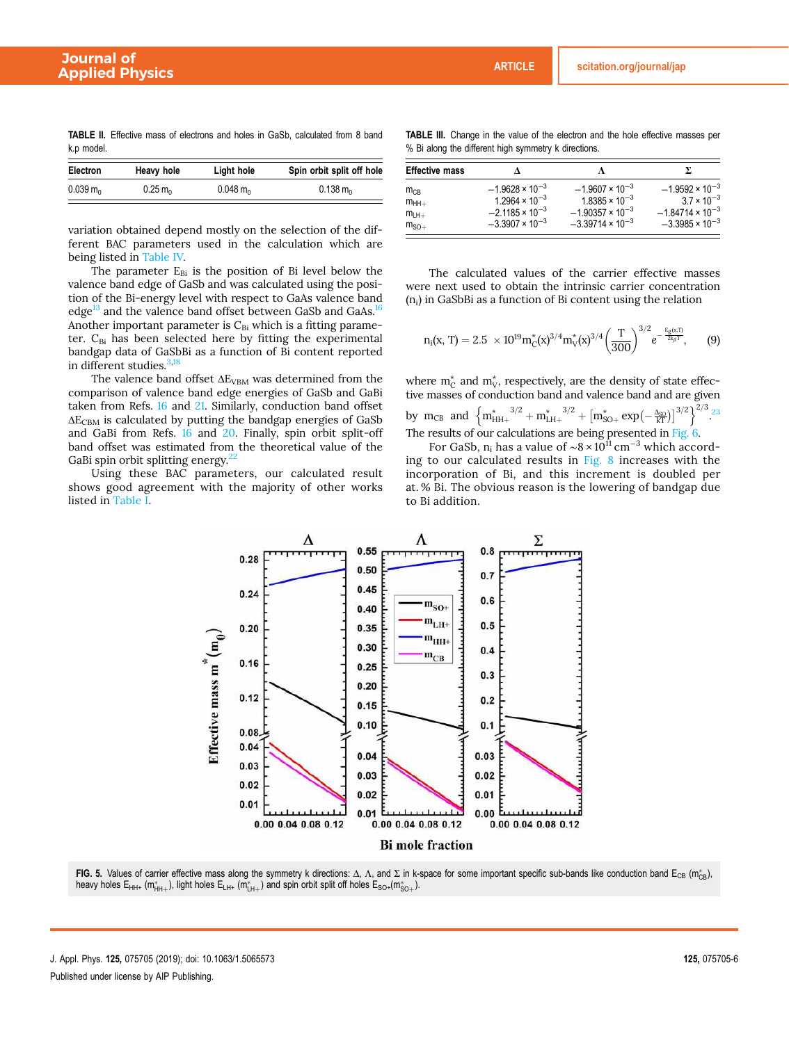**TABLE II.** Effective mass of electrons and holes in GaSb, calculated from 8 band k.p model.

| Electron | Heavy hole | Light hole | Spin orbit split off hole |
|---|---|---|---|
| 0.039 $m_0$ | 0.25 $m_0$ | 0.048 $m_0$ | 0.138 $m_0$ |

variation obtained depend mostly on the selection of the different BAC parameters used in the calculation which are being listed in Table IV.

The parameter $E_{Bi}$ is the position of Bi level below the valence band edge of GaSb and was calculated using the position of the Bi-energy level with respect to GaAs valence band edge[13] and the valence band offset between GaSb and GaAs.[16] Another important parameter is $C_{Bi}$ which is a fitting parameter. $C_{Bi}$ has been selected here by fitting the experimental bandgap data of GaSbBi as a function of Bi content reported in different studies.[3,18]

The valence band offset $\Delta E_{VBM}$ was determined from the comparison of valence band edge energies of GaSb and GaBi taken from Refs. 16 and 21. Similarly, conduction band offset $\Delta E_{CBM}$ is calculated by putting the bandgap energies of GaSb and GaBi from Refs. 16 and 20. Finally, spin orbit split-off band offset was estimated from the theoretical value of the GaBi spin orbit splitting energy.[22]

Using these BAC parameters, our calculated result shows good agreement with the majority of other works listed in Table I.

**TABLE III.** Change in the value of the electron and the hole effective masses per % Bi along the different high symmetry k directions.

| Effective mass | $\Delta$ | $\Lambda$ | $\Sigma$ |
|---|---|---|---|
| $m_{CB}$ | $-1.9628 \times 10^{-3}$ | $-1.9607 \times 10^{-3}$ | $-1.9592 \times 10^{-3}$ |
| $m_{HH+}$ | $1.2964 \times 10^{-3}$ | $1.8385 \times 10^{-3}$ | $3.7 \times 10^{-3}$ |
| $m_{LH+}$ | $-2.1185 \times 10^{-3}$ | $-1.90357 \times 10^{-3}$ | $-1.84714 \times 10^{-3}$ |
| $m_{SO+}$ | $-3.3907 \times 10^{-3}$ | $-3.39714 \times 10^{-3}$ | $-3.3985 \times 10^{-3}$ |

The calculated values of the carrier effective masses were next used to obtain the intrinsic carrier concentration ($n_i$) in GaSbBi as a function of Bi content using the relation

$$n_i(x, T) = 2.5 \times 10^{19} m_C^*(x)^{3/4} m_V^*(x)^{3/4} \left(\frac{T}{300}\right)^{3/2} e^{-\frac{E_g(x,T)}{2k_BT}}, \tag{9}$$

where $m_C^*$ and $m_V^*$, respectively, are the density of state effective masses of conduction band and valence band and are given by $m_{CB}$ and $\left\{m_{HH+}^{*}{}^{3/2} + m_{LH+}^{*}{}^{3/2} + \left[m_{SO+}^{*} \exp\left(-\frac{\Delta_{SO}}{kT}\right)\right]^{3/2}\right\}^{2/3}$.[23] The results of our calculations are being presented in Fig. 6.

For GaSb, $n_i$ has a value of $\sim 8 \times 10^{11}$ $cm^{-3}$ which according to our calculated results in Fig. 8 increases with the incorporation of Bi, and this increment is doubled per at. % Bi. The obvious reason is the lowering of bandgap due to Bi addition.

**FIG. 5.** Values of carrier effective mass along the symmetry k directions: $\Delta$, $\Lambda$, and $\Sigma$ in k-space for some important specific sub-bands like conduction band $E_{CB}$ ($m_{CB}^*$), heavy holes $E_{HH+}$ ($m_{HH+}^*$), light holes $E_{LH+}$ ($m_{LH+}^*$) and spin orbit split off holes $E_{SO+}$($m_{SO+}^*$).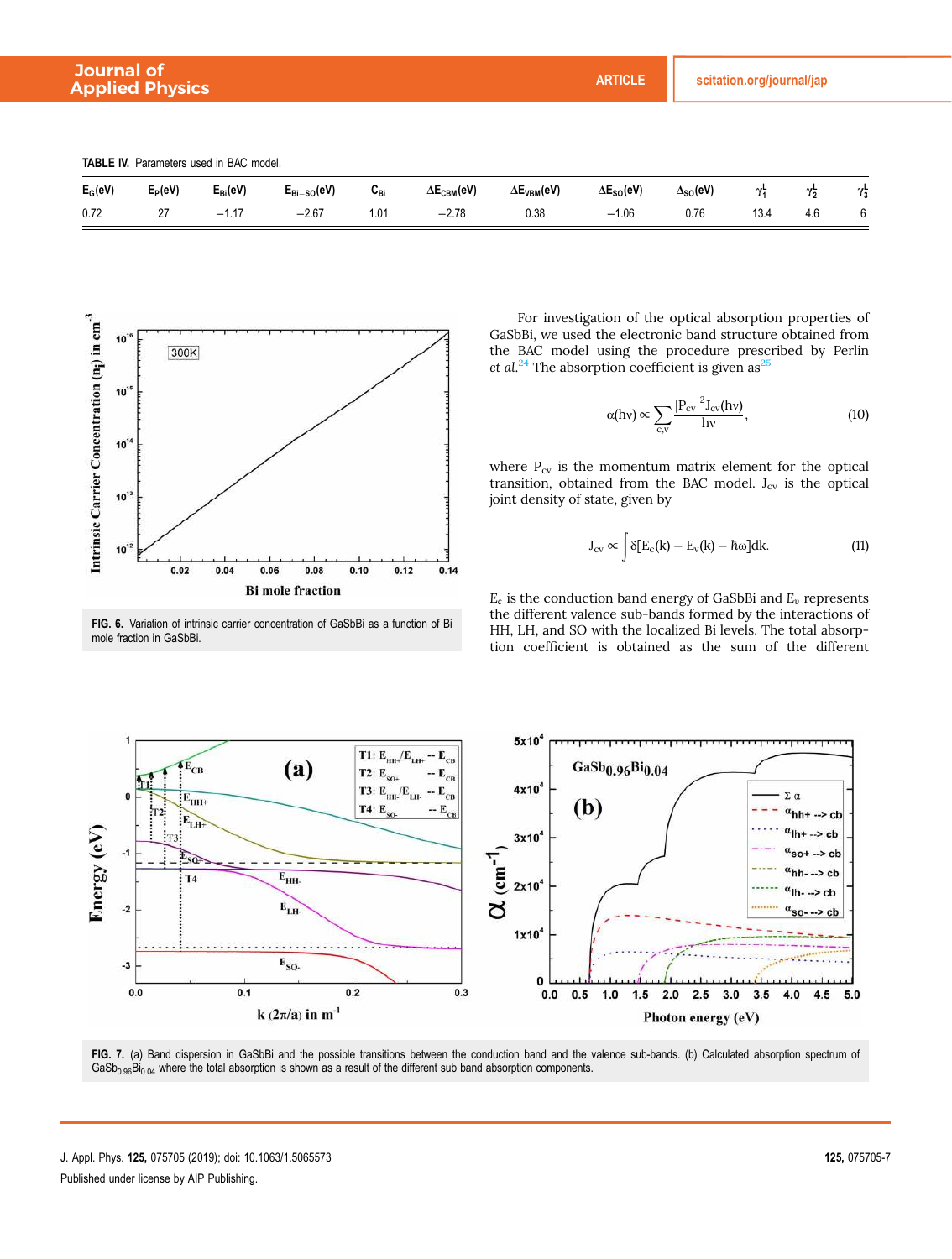TABLE IV. Parameters used in BAC model.

| $E_G$(eV) | $E_P$(eV) | $E_{Bi}$(eV) | $E_{Bi-SO}$(eV) | $C_{Bi}$ | $\Delta E_{CBM}$(eV) | $\Delta E_{VBM}$(eV) | $\Delta E_{SO}$(eV) | $\Delta_{SO}$(eV) | $\gamma_1^L$ | $\gamma_2^L$ | $\gamma_3^L$ |
|---|---|---|---|---|---|---|---|---|---|---|---|
| 0.72 | 27 | −1.17 | −2.67 | 1.01 | −2.78 | 0.38 | −1.06 | 0.76 | 13.4 | 4.6 | 6 |

FIG. 6. Variation of intrinsic carrier concentration of GaSbBi as a function of Bi mole fraction in GaSbBi.

For investigation of the optical absorption properties of GaSbBi, we used the electronic band structure obtained from the BAC model using the procedure prescribed by Perlin *et al.*[24] The absorption coefficient is given as[25]

$$\alpha(h\nu) \propto \sum_{c,v} \frac{|P_{cv}|^2 J_{cv}(h\nu)}{h\nu}, \tag{10}$$

where $P_{cv}$ is the momentum matrix element for the optical transition, obtained from the BAC model. $J_{cv}$ is the optical joint density of state, given by

$$J_{cv} \propto \int \delta[E_c(k) - E_v(k) - \hbar\omega]dk. \tag{11}$$

$E_c$ is the conduction band energy of GaSbBi and $E_v$ represents the different valence sub-bands formed by the interactions of HH, LH, and SO with the localized Bi levels. The total absorption coefficient is obtained as the sum of the different

FIG. 7. (a) Band dispersion in GaSbBi and the possible transitions between the conduction band and the valence sub-bands. (b) Calculated absorption spectrum of $GaSb_{0.96}Bi_{0.04}$ where the total absorption is shown as a result of the different sub band absorption components.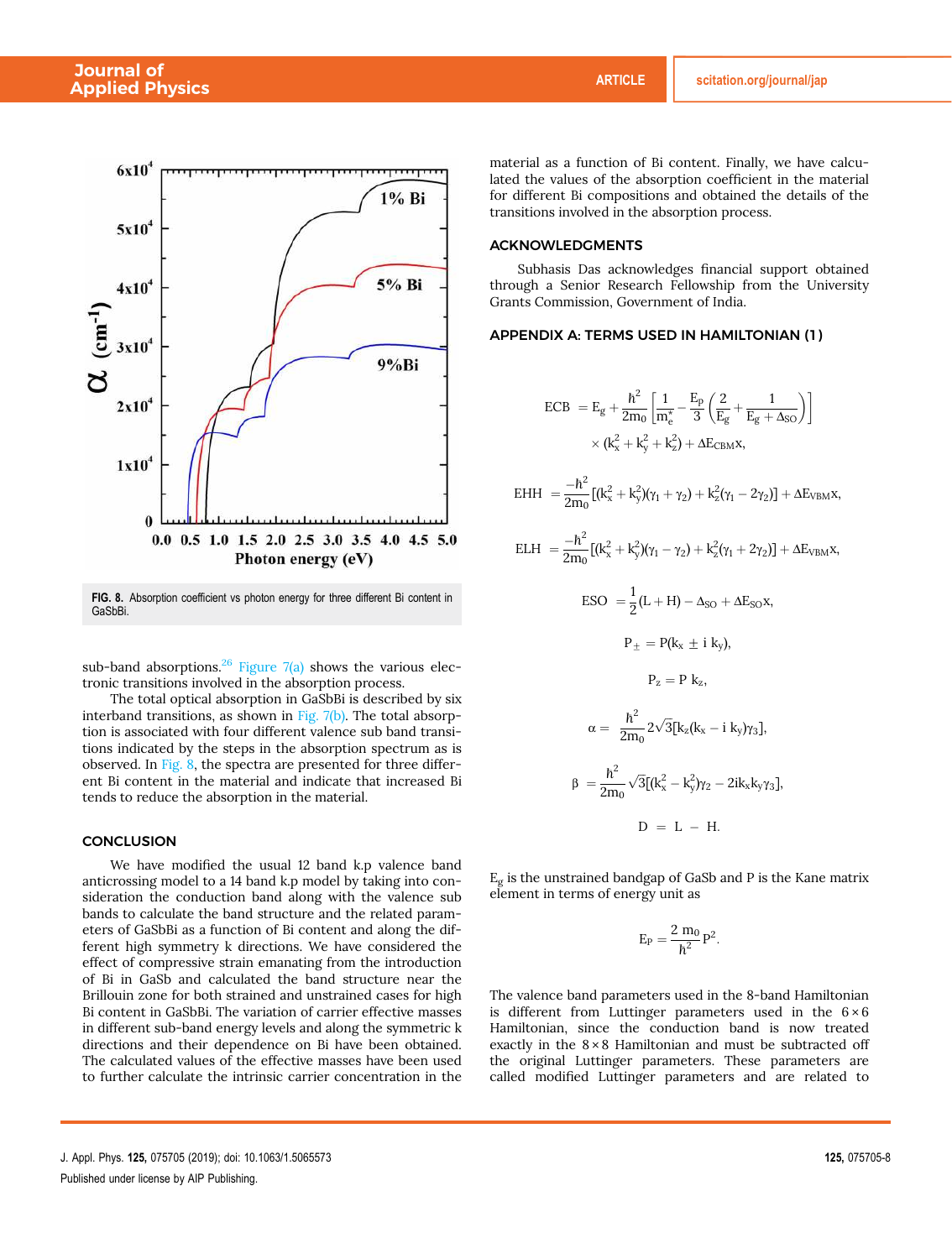FIG. 8. Absorption coefficient vs photon energy for three different Bi content in GaSbBi.

sub-band absorptions.[26] Figure 7(a) shows the various electronic transitions involved in the absorption process.

The total optical absorption in GaSbBi is described by six interband transitions, as shown in Fig. 7(b). The total absorption is associated with four different valence sub band transitions indicated by the steps in the absorption spectrum as is observed. In Fig. 8, the spectra are presented for three different Bi content in the material and indicate that increased Bi tends to reduce the absorption in the material.

## CONCLUSION

We have modified the usual 12 band k.p valence band anticrossing model to a 14 band k.p model by taking into consideration the conduction band along with the valence sub bands to calculate the band structure and the related parameters of GaSbBi as a function of Bi content and along the different high symmetry k directions. We have considered the effect of compressive strain emanating from the introduction of Bi in GaSb and calculated the band structure near the Brillouin zone for both strained and unstrained cases for high Bi content in GaSbBi. The variation of carrier effective masses in different sub-band energy levels and along the symmetric k directions and their dependence on Bi have been obtained. The calculated values of the effective masses have been used to further calculate the intrinsic carrier concentration in the material as a function of Bi content. Finally, we have calculated the values of the absorption coefficient in the material for different Bi compositions and obtained the details of the transitions involved in the absorption process.

## ACKNOWLEDGMENTS

Subhasis Das acknowledges financial support obtained through a Senior Research Fellowship from the University Grants Commission, Government of India.

## APPENDIX A: TERMS USED IN HAMILTONIAN (1)

$$\mathrm{ECB} = E_g + \frac{\hbar^2}{2m_0}\left[\frac{1}{m_e^*} - \frac{E_P}{3}\left(\frac{2}{E_g} + \frac{1}{E_g + \Delta_{SO}}\right)\right] \times (k_x^2 + k_y^2 + k_z^2) + \Delta E_{CBM}x,$$

$$\mathrm{EHH} = \frac{-\hbar^2}{2m_0}[(k_x^2 + k_y^2)(\gamma_1 + \gamma_2) + k_z^2(\gamma_1 - 2\gamma_2)] + \Delta E_{VBM}x,$$

$$\mathrm{ELH} = \frac{-\hbar^2}{2m_0}[(k_x^2 + k_y^2)(\gamma_1 - \gamma_2) + k_z^2(\gamma_1 + 2\gamma_2)] + \Delta E_{VBM}x,$$

$$\mathrm{ESO} = \frac{1}{2}(L + H) - \Delta_{SO} + \Delta E_{SO}x,$$

$$P_\pm = P(k_x \pm i\, k_y),$$

$$P_z = P\, k_z,$$

$$\alpha = \frac{\hbar^2}{2m_0} 2\sqrt{3}[k_z(k_x - i\, k_y)\gamma_3],$$

$$\beta = \frac{\hbar^2}{2m_0}\sqrt{3}[(k_x^2 - k_y^2)\gamma_2 - 2ik_xk_y\gamma_3],$$

$$D = L - H.$$

$E_g$ is the unstrained bandgap of GaSb and P is the Kane matrix element in terms of energy unit as

$$E_P = \frac{2\, m_0}{\hbar^2}P^2.$$

The valence band parameters used in the 8-band Hamiltonian is different from Luttinger parameters used in the $6 \times 6$ Hamiltonian, since the conduction band is now treated exactly in the $8 \times 8$ Hamiltonian and must be subtracted off the original Luttinger parameters. These parameters are called modified Luttinger parameters and are related to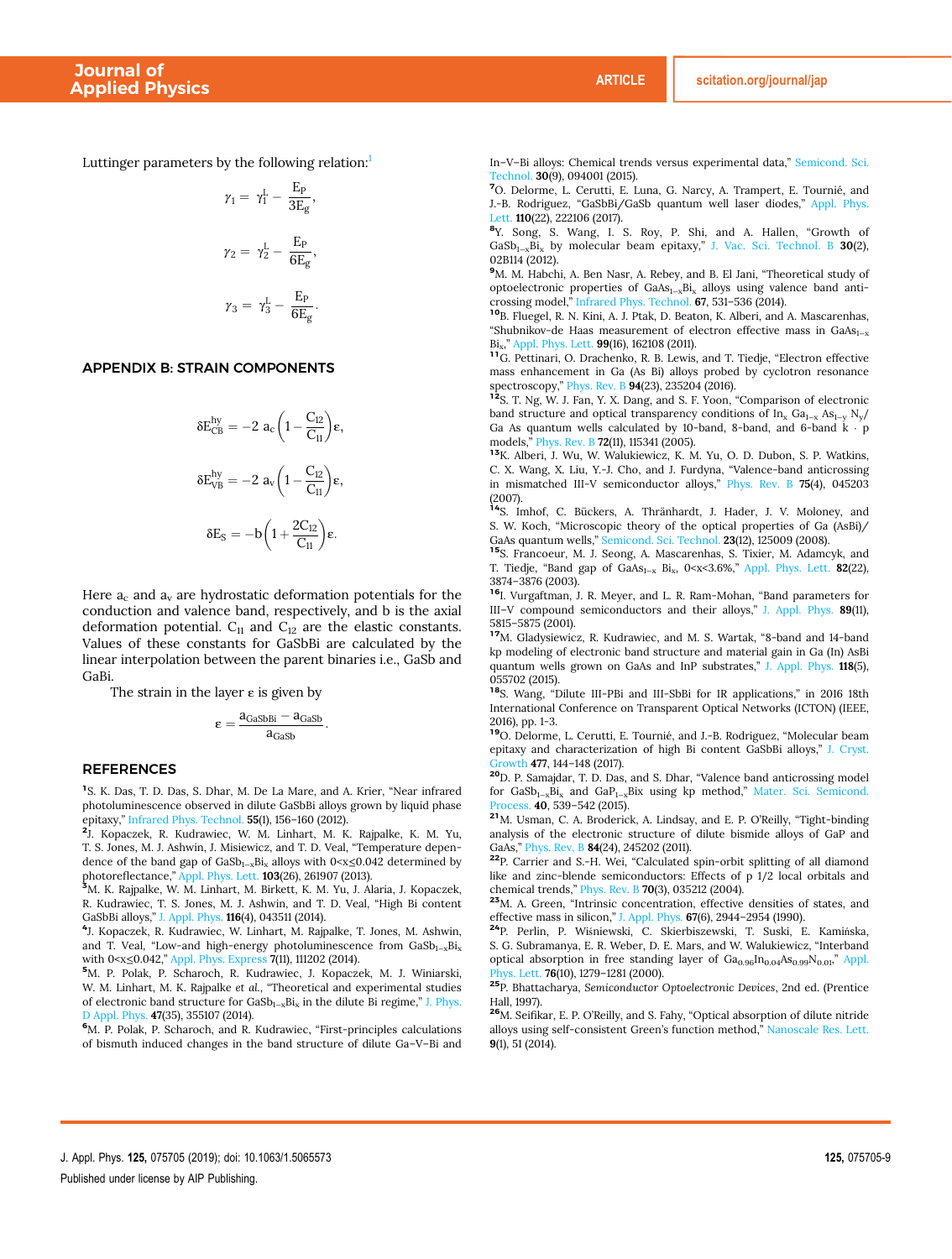Luttinger parameters by the following relation:[1]

$$\gamma_1 = \gamma_1^L - \frac{E_P}{3E_g},$$

$$\gamma_2 = \gamma_2^L - \frac{E_P}{6E_g},$$

$$\gamma_3 = \gamma_3^L - \frac{E_P}{6E_g}.$$

## APPENDIX B: STRAIN COMPONENTS

$$\delta E_{CB}^{hy} = -2\, a_c \left(1 - \frac{C_{12}}{C_{11}}\right)\varepsilon,$$

$$\delta E_{VB}^{hy} = -2\, a_v \left(1 - \frac{C_{12}}{C_{11}}\right)\varepsilon,$$

$$\delta E_S = -b\left(1 + \frac{2C_{12}}{C_{11}}\right)\varepsilon.$$

Here $a_c$ and $a_v$ are hydrostatic deformation potentials for the conduction and valence band, respectively, and b is the axial deformation potential. $C_{11}$ and $C_{12}$ are the elastic constants. Values of these constants for GaSbBi are calculated by the linear interpolation between the parent binaries i.e., GaSb and GaBi.

The strain in the layer ε is given by

$$\varepsilon = \frac{a_{GaSbBi} - a_{GaSb}}{a_{GaSb}}.$$

## REFERENCES

[1] S. K. Das, T. D. Das, S. Dhar, M. De La Mare, and A. Krier, "Near infrared photoluminescence observed in dilute GaSbBi alloys grown by liquid phase epitaxy," Infrared Phys. Technol. **55**(1), 156–160 (2012).

[2] J. Kopaczek, R. Kudrawiec, W. M. Linhart, M. K. Rajpalke, K. M. Yu, T. S. Jones, M. J. Ashwin, J. Misiewicz, and T. D. Veal, "Temperature dependence of the band gap of $GaSb_{1-x}Bi_x$ alloys with 0<x≤0.042 determined by photoreflectance," Appl. Phys. Lett. **103**(26), 261907 (2013).

[3] M. K. Rajpalke, W. M. Linhart, M. Birkett, K. M. Yu, J. Alaria, J. Kopaczek, R. Kudrawiec, T. S. Jones, M. J. Ashwin, and T. D. Veal, "High Bi content GaSbBi alloys," J. Appl. Phys. **116**(4), 043511 (2014).

[4] J. Kopaczek, R. Kudrawiec, W. Linhart, M. Rajpalke, T. Jones, M. Ashwin, and T. Veal, "Low-and high-energy photoluminescence from $GaSb_{1-x}Bi_x$ with 0<x≤0.042," Appl. Phys. Express **7**(11), 111202 (2014).

[5] M. P. Polak, P. Scharoch, R. Kudrawiec, J. Kopaczek, M. J. Winiarski, W. M. Linhart, M. K. Rajpalke *et al.*, "Theoretical and experimental studies of electronic band structure for $GaSb_{1-x}Bi_x$ in the dilute Bi regime," J. Phys. D Appl. Phys. **47**(35), 355107 (2014).

[6] M. P. Polak, P. Scharoch, and R. Kudrawiec, "First-principles calculations of bismuth induced changes in the band structure of dilute Ga–V–Bi and In–V–Bi alloys: Chemical trends versus experimental data," Semicond. Sci. Technol. **30**(9), 094001 (2015).

[7] O. Delorme, L. Cerutti, E. Luna, G. Narcy, A. Trampert, E. Tournié, and J.-B. Rodriguez, "GaSbBi/GaSb quantum well laser diodes," Appl. Phys. Lett. **110**(22), 222106 (2017).

[8] Y. Song, S. Wang, I. S. Roy, P. Shi, and A. Hallen, "Growth of $GaSb_{1-x}Bi_x$ by molecular beam epitaxy," J. Vac. Sci. Technol. B **30**(2), 02B114 (2012).

[9] M. M. Habchi, A. Ben Nasr, A. Rebey, and B. El Jani, "Theoretical study of optoelectronic properties of $GaAs_{1-x}Bi_x$ alloys using valence band anti-crossing model," Infrared Phys. Technol. **67**, 531–536 (2014).

[10] B. Fluegel, R. N. Kini, A. J. Ptak, D. Beaton, K. Alberi, and A. Mascarenhas, "Shubnikov-de Haas measurement of electron effective mass in $GaAs_{1-x}Bi_x$," Appl. Phys. Lett. **99**(16), 162108 (2011).

[11] G. Pettinari, O. Drachenko, R. B. Lewis, and T. Tiedje, "Electron effective mass enhancement in Ga (As Bi) alloys probed by cyclotron resonance spectroscopy," Phys. Rev. B **94**(23), 235204 (2016).

[12] S. T. Ng, W. J. Fan, Y. X. Dang, and S. F. Yoon, "Comparison of electronic band structure and optical transparency conditions of $In_x Ga_{1-x} As_{1-y} N_y$/Ga As quantum wells calculated by 10-band, 8-band, and 6-band k · p models," Phys. Rev. B **72**(11), 115341 (2005).

[13] K. Alberi, J. Wu, W. Walukiewicz, K. M. Yu, O. D. Dubon, S. P. Watkins, C. X. Wang, X. Liu, Y.-J. Cho, and J. Furdyna, "Valence-band anticrossing in mismatched III-V semiconductor alloys," Phys. Rev. B **75**(4), 045203 (2007).

[14] S. Imhof, C. Bückers, A. Thränhardt, J. Hader, J. V. Moloney, and S. W. Koch, "Microscopic theory of the optical properties of Ga (AsBi)/GaAs quantum wells," Semicond. Sci. Technol. **23**(12), 125009 (2008).

[15] S. Francoeur, M. J. Seong, A. Mascarenhas, S. Tixier, M. Adamcyk, and T. Tiedje, "Band gap of $GaAs_{1-x}$ $Bi_x$, 0<x<3.6%," Appl. Phys. Lett. **82**(22), 3874–3876 (2003).

[16] I. Vurgaftman, J. R. Meyer, and L. R. Ram-Mohan, "Band parameters for III–V compound semiconductors and their alloys," J. Appl. Phys. **89**(11), 5815–5875 (2001).

[17] M. Gladysiewicz, R. Kudrawiec, and M. S. Wartak, "8-band and 14-band kp modeling of electronic band structure and material gain in Ga (In) AsBi quantum wells grown on GaAs and InP substrates," J. Appl. Phys. **118**(5), 055702 (2015).

[18] S. Wang, "Dilute III-PBi and III-SbBi for IR applications," in 2016 18th International Conference on Transparent Optical Networks (ICTON) (IEEE, 2016), pp. 1-3.

[19] O. Delorme, L. Cerutti, E. Tournié, and J.-B. Rodriguez, "Molecular beam epitaxy and characterization of high Bi content GaSbBi alloys," J. Cryst. Growth **477**, 144–148 (2017).

[20] D. P. Samajdar, T. D. Das, and S. Dhar, "Valence band anticrossing model for $GaSb_{1-x}Bi_x$ and $GaP_{1-x}Bix$ using kp method," Mater. Sci. Semicond. Process. **40**, 539–542 (2015).

[21] M. Usman, C. A. Broderick, A. Lindsay, and E. P. O'Reilly, "Tight-binding analysis of the electronic structure of dilute bismide alloys of GaP and GaAs," Phys. Rev. B **84**(24), 245202 (2011).

[22] P. Carrier and S.-H. Wei, "Calculated spin-orbit splitting of all diamond like and zinc-blende semiconductors: Effects of p 1/2 local orbitals and chemical trends," Phys. Rev. B **70**(3), 035212 (2004).

[23] M. A. Green, "Intrinsic concentration, effective densities of states, and effective mass in silicon," J. Appl. Phys. **67**(6), 2944–2954 (1990).

[24] P. Perlin, P. Wiśniewski, C. Skierbiszewski, T. Suski, E. Kamińska, S. G. Subramanya, E. R. Weber, D. E. Mars, and W. Walukiewicz, "Interband optical absorption in free standing layer of $Ga_{0.96}In_{0.04}As_{0.99}N_{0.01}$," Appl. Phys. Lett. **76**(10), 1279–1281 (2000).

[25] P. Bhattacharya, *Semiconductor Optoelectronic Devices*, 2nd ed. (Prentice Hall, 1997).

[26] M. Seifikar, E. P. O'Reilly, and S. Fahy, "Optical absorption of dilute nitride alloys using self-consistent Green's function method," Nanoscale Res. Lett. **9**(1), 51 (2014).